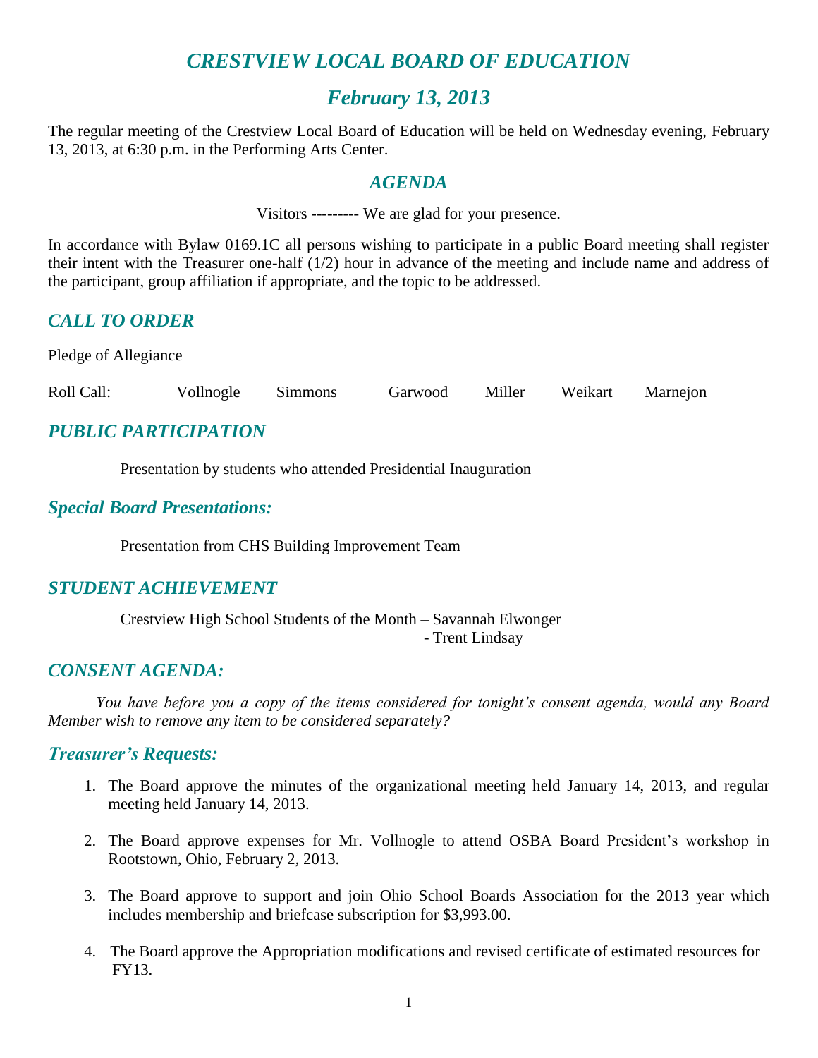# *CRESTVIEW LOCAL BOARD OF EDUCATION*

## *February 13, 2013*

The regular meeting of the Crestview Local Board of Education will be held on Wednesday evening, February 13, 2013, at 6:30 p.m. in the Performing Arts Center.

### *AGENDA*

Visitors --------- We are glad for your presence.

In accordance with Bylaw 0169.1C all persons wishing to participate in a public Board meeting shall register their intent with the Treasurer one-half (1/2) hour in advance of the meeting and include name and address of the participant, group affiliation if appropriate, and the topic to be addressed.

### *CALL TO ORDER*

Pledge of Allegiance

Roll Call: Vollnogle Simmons Garwood Miller Weikart Marnejon

### *PUBLIC PARTICIPATION*

Presentation by students who attended Presidential Inauguration

### *Special Board Presentations:*

Presentation from CHS Building Improvement Team

### *STUDENT ACHIEVEMENT*

Crestview High School Students of the Month – Savannah Elwonger
- Trent Lindsay

### *CONSENT AGENDA:*

*You have before you a copy of the items considered for tonight's consent agenda, would any Board Member wish to remove any item to be considered separately?*

### *Treasurer's Requests:*

1. The Board approve the minutes of the organizational meeting held January 14, 2013, and regular meeting held January 14, 2013.

2. The Board approve expenses for Mr. Vollnogle to attend OSBA Board President's workshop in Rootstown, Ohio, February 2, 2013.

3. The Board approve to support and join Ohio School Boards Association for the 2013 year which includes membership and briefcase subscription for $3,993.00.

4. The Board approve the Appropriation modifications and revised certificate of estimated resources for FY13.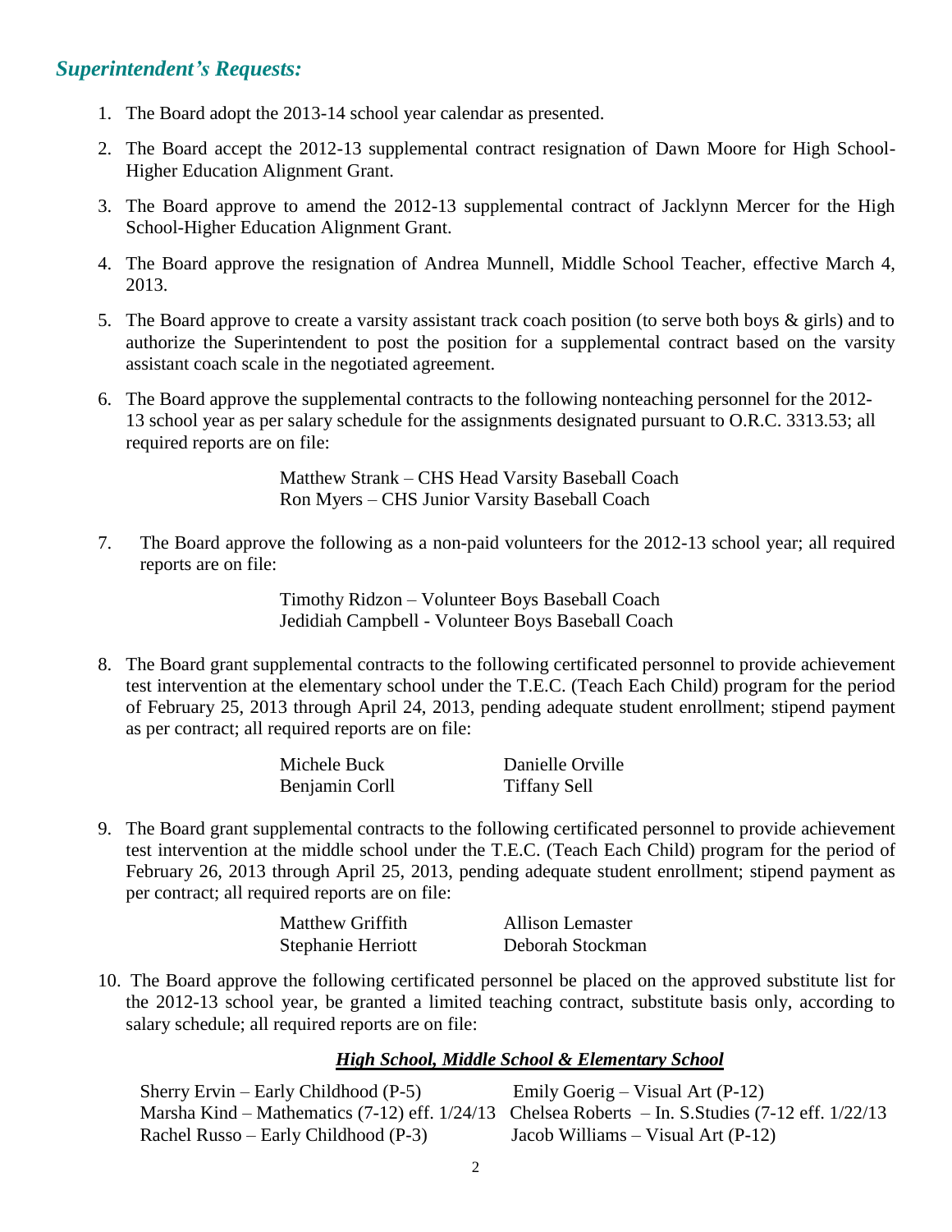## *Superintendent's Requests:*

1. The Board adopt the 2013-14 school year calendar as presented.

2. The Board accept the 2012-13 supplemental contract resignation of Dawn Moore for High School-Higher Education Alignment Grant.

3. The Board approve to amend the 2012-13 supplemental contract of Jacklynn Mercer for the High School-Higher Education Alignment Grant.

4. The Board approve the resignation of Andrea Munnell, Middle School Teacher, effective March 4, 2013.

5. The Board approve to create a varsity assistant track coach position (to serve both boys & girls) and to authorize the Superintendent to post the position for a supplemental contract based on the varsity assistant coach scale in the negotiated agreement.

6. The Board approve the supplemental contracts to the following nonteaching personnel for the 2012-13 school year as per salary schedule for the assignments designated pursuant to O.R.C. 3313.53; all required reports are on file:

   Matthew Strank – CHS Head Varsity Baseball Coach
   Ron Myers – CHS Junior Varsity Baseball Coach

7. The Board approve the following as a non-paid volunteers for the 2012-13 school year; all required reports are on file:

   Timothy Ridzon – Volunteer Boys Baseball Coach
   Jedidiah Campbell - Volunteer Boys Baseball Coach

8. The Board grant supplemental contracts to the following certificated personnel to provide achievement test intervention at the elementary school under the T.E.C. (Teach Each Child) program for the period of February 25, 2013 through April 24, 2013, pending adequate student enrollment; stipend payment as per contract; all required reports are on file:

   Michele Buck
   Benjamin Corll
   Danielle Orville
   Tiffany Sell

9. The Board grant supplemental contracts to the following certificated personnel to provide achievement test intervention at the middle school under the T.E.C. (Teach Each Child) program for the period of February 26, 2013 through April 25, 2013, pending adequate student enrollment; stipend payment as per contract; all required reports are on file:

   Matthew Griffith
   Stephanie Herriott
   Allison Lemaster
   Deborah Stockman

10. The Board approve the following certificated personnel be placed on the approved substitute list for the 2012-13 school year, be granted a limited teaching contract, substitute basis only, according to salary schedule; all required reports are on file:

    ***High School, Middle School & Elementary School***

    Sherry Ervin – Early Childhood (P-5)
    Marsha Kind – Mathematics (7-12) eff. 1/24/13
    Rachel Russo – Early Childhood (P-3)
    Emily Goerig – Visual Art (P-12)
    Chelsea Roberts – In. S.Studies (7-12 eff. 1/22/13
    Jacob Williams – Visual Art (P-12)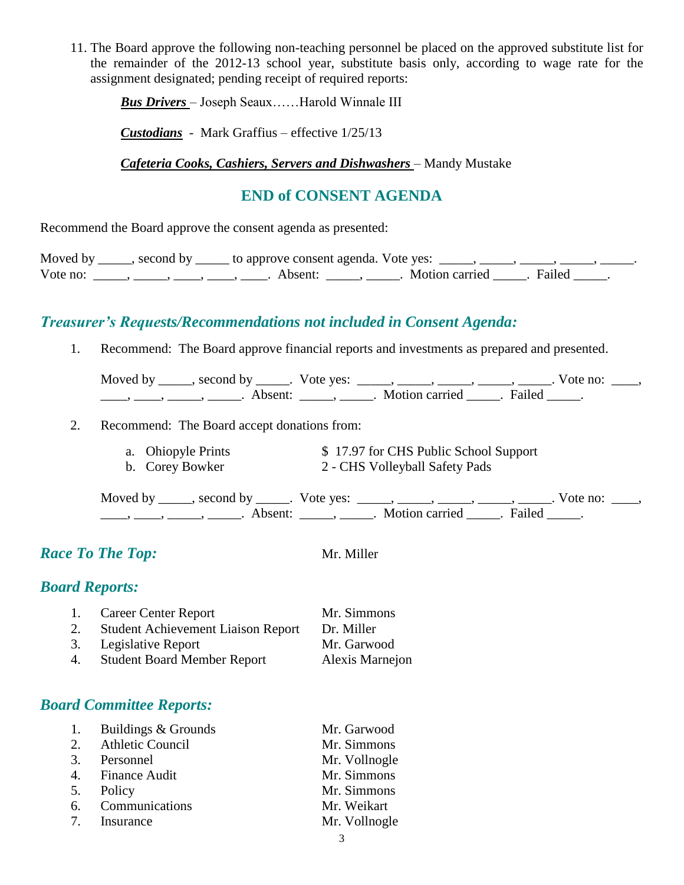11. The Board approve the following non-teaching personnel be placed on the approved substitute list for the remainder of the 2012-13 school year, substitute basis only, according to wage rate for the assignment designated; pending receipt of required reports:

    ***Bus Drivers*** – Joseph Seaux……Harold Winnale III

    ***Custodians*** - Mark Graffius – effective 1/25/13

    ***Cafeteria Cooks, Cashiers, Servers and Dishwashers*** – Mandy Mustake

## END of CONSENT AGENDA

Recommend the Board approve the consent agenda as presented:

Moved by _____, second by _____ to approve consent agenda. Vote yes: _____, _____, _____, _____, _____. Vote no: _____, _____, ____, ____, ____. Absent: _____, _____. Motion carried _____. Failed _____.

## *Treasurer's Requests/Recommendations not included in Consent Agenda:*

1. Recommend: The Board approve financial reports and investments as prepared and presented.

   Moved by _____, second by _____. Vote yes: _____, _____, _____, _____, _____. Vote no: ____, ____, ____, _____, _____. Absent: _____, _____. Motion carried _____. Failed _____.

2. Recommend: The Board accept donations from:

   a. Ohiopyle Prints — $ 17.97 for CHS Public School Support
   b. Corey Bowker — 2 - CHS Volleyball Safety Pads

   Moved by _____, second by _____. Vote yes: _____, _____, _____, _____, _____. Vote no: ____, ____, ____, _____, _____. Absent: _____, _____. Motion carried _____. Failed _____.

## *Race To The Top:* Mr. Miller

## *Board Reports:*

1. Career Center Report — Mr. Simmons
2. Student Achievement Liaison Report — Dr. Miller
3. Legislative Report — Mr. Garwood
4. Student Board Member Report — Alexis Marnejon

## *Board Committee Reports:*

1. Buildings & Grounds — Mr. Garwood
2. Athletic Council — Mr. Simmons
3. Personnel — Mr. Vollnogle
4. Finance Audit — Mr. Simmons
5. Policy — Mr. Simmons
6. Communications — Mr. Weikart
7. Insurance — Mr. Vollnogle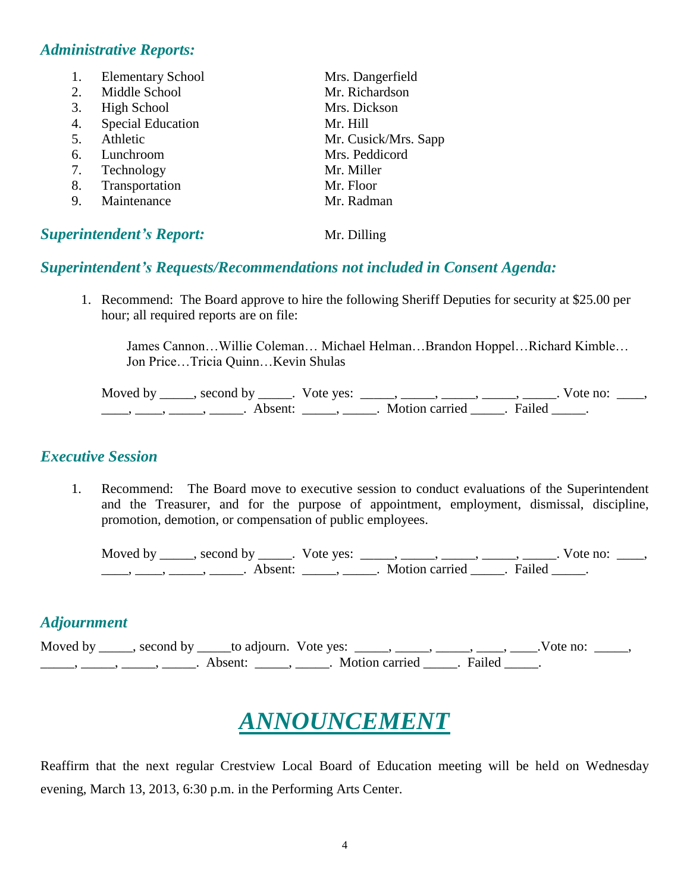## *Administrative Reports:*

1. Elementary School Mrs. Dangerfield
2. Middle School Mr. Richardson
3. High School Mrs. Dickson
4. Special Education Mr. Hill
5. Athletic Mr. Cusick/Mrs. Sapp
6. Lunchroom Mrs. Peddicord
7. Technology Mr. Miller
8. Transportation Mr. Floor
9. Maintenance Mr. Radman

## *Superintendent's Report:* Mr. Dilling

## *Superintendent's Requests/Recommendations not included in Consent Agenda:*

1. Recommend: The Board approve to hire the following Sheriff Deputies for security at $25.00 per hour; all required reports are on file:

   James Cannon…Willie Coleman… Michael Helman…Brandon Hoppel…Richard Kimble…
   Jon Price…Tricia Quinn…Kevin Shulas

   Moved by _____, second by _____. Vote yes: _____, _____, _____, _____, _____. Vote no: ____, ____, ____, _____, _____. Absent: _____, _____. Motion carried _____. Failed _____.

## *Executive Session*

1. Recommend: The Board move to executive session to conduct evaluations of the Superintendent and the Treasurer, and for the purpose of appointment, employment, dismissal, discipline, promotion, demotion, or compensation of public employees.

   Moved by _____, second by _____. Vote yes: _____, _____, _____, _____, _____. Vote no: ____, ____, ____, _____, _____. Absent: _____, _____. Motion carried _____. Failed _____.

## *Adjournment*

Moved by _____, second by _____to adjourn. Vote yes: _____, _____, _____, ____, ____.Vote no: _____, _____, _____, _____, _____. Absent: _____, _____. Motion carried _____. Failed _____.

# *ANNOUNCEMENT*

Reaffirm that the next regular Crestview Local Board of Education meeting will be held on Wednesday evening, March 13, 2013, 6:30 p.m. in the Performing Arts Center.